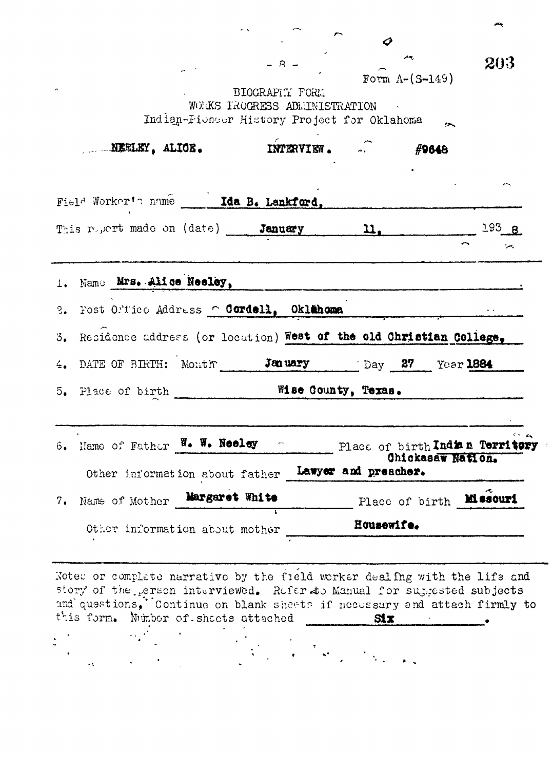Form A-(S-149)

BIOGRAPHY FORM
WORKS PROGRESS ADMINISTRATION
Indian-Pioneer History Project for Oklahoma

NEELEY, ALICE. INTERVIEW. #9648

Field Worker's name Ida B. Lankford.

This report made on (date) January 11, 1938

1. Name Mrs. Alice Neeley,
2. Post Office Address Cordell, Oklahoma
3. Residence address (or location) West of the old Christian College,
4. DATE OF BIRTH: Month January Day 27 Year 1884
5. Place of birth Wise County, Texas.

6. Name of Father W. W. Neeley Place of birth Indian Territory Chickasaw Nation.

   Other information about father Lawyer and preacher.

7. Name of Mother Margaret White Place of birth Missouri

   Other information about mother Housewife.

Notes or complete narrative by the field worker dealing with the life and story of the person interviewed. Refer to Manual for suggested subjects and questions. Continue on blank sheets if necessary and attach firmly to this form. Number of sheets attached Six.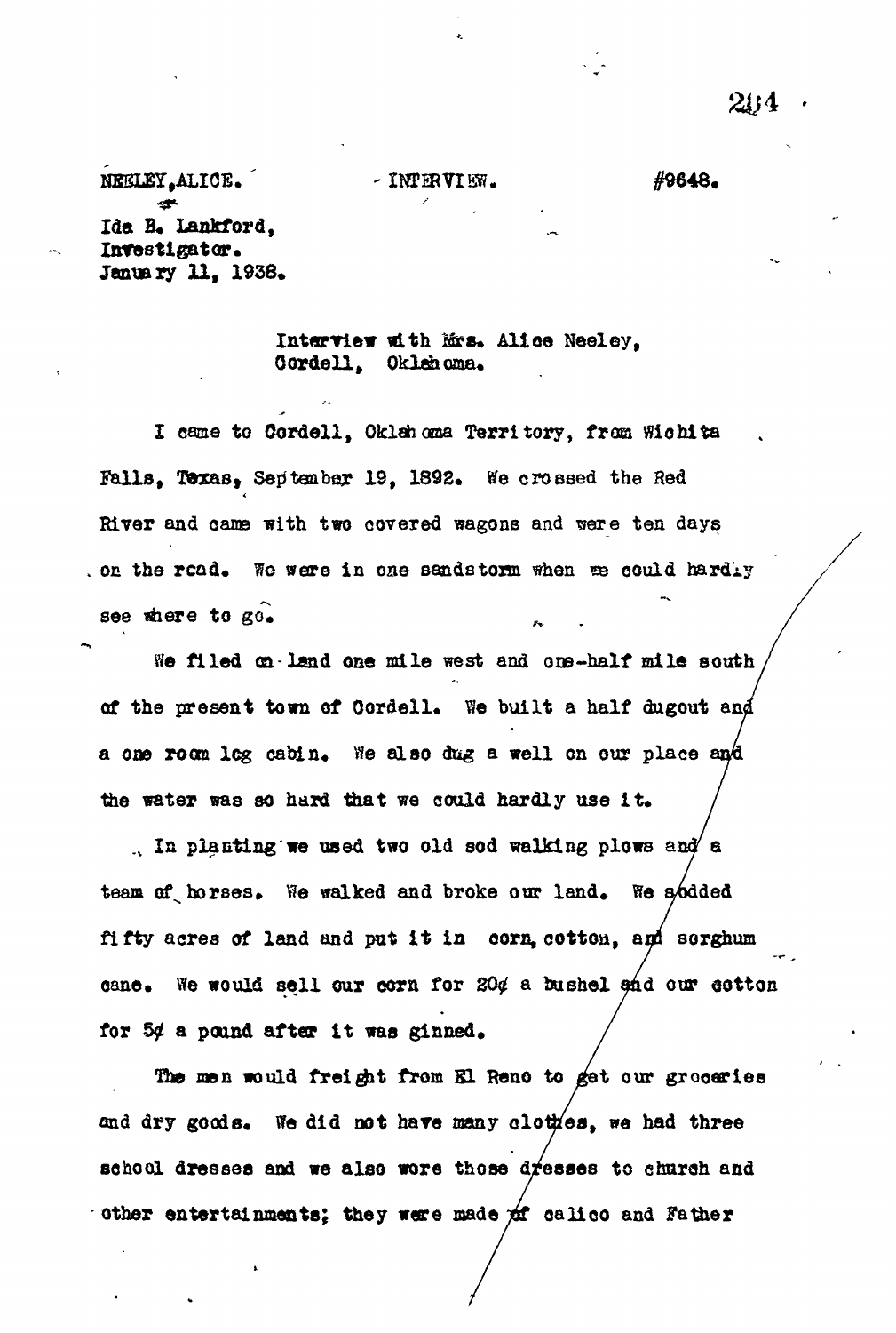NEELEY, ALICE. INTERVIEW. #9648.

Ida B. Lankford,
Investigator.
January 11, 1938.

Interview with Mrs. Alice Neeley,
Cordell, Oklahoma.

I came to Cordell, Oklahoma Territory, from Wichita Falls, Texas, September 19, 1892. We crossed the Red River and came with two covered wagons and were ten days on the road. We were in one sandstorm when we could hardly see where to go.

We filed on land one mile west and one-half mile south of the present town of Cordell. We built a half dugout and a one room log cabin. We also dug a well on our place and the water was so hard that we could hardly use it.

In planting we used two old sod walking plows and a team of horses. We walked and broke our land. We sodded fifty acres of land and put it in corn, cotton, and sorghum cane. We would sell our corn for 20¢ a bushel and our cotton for 5¢ a pound after it was ginned.

The men would freight from El Reno to get our groceries and dry goods. We did not have many clothes, we had three school dresses and we also wore those dresses to church and other entertainments; they were made of calico and Father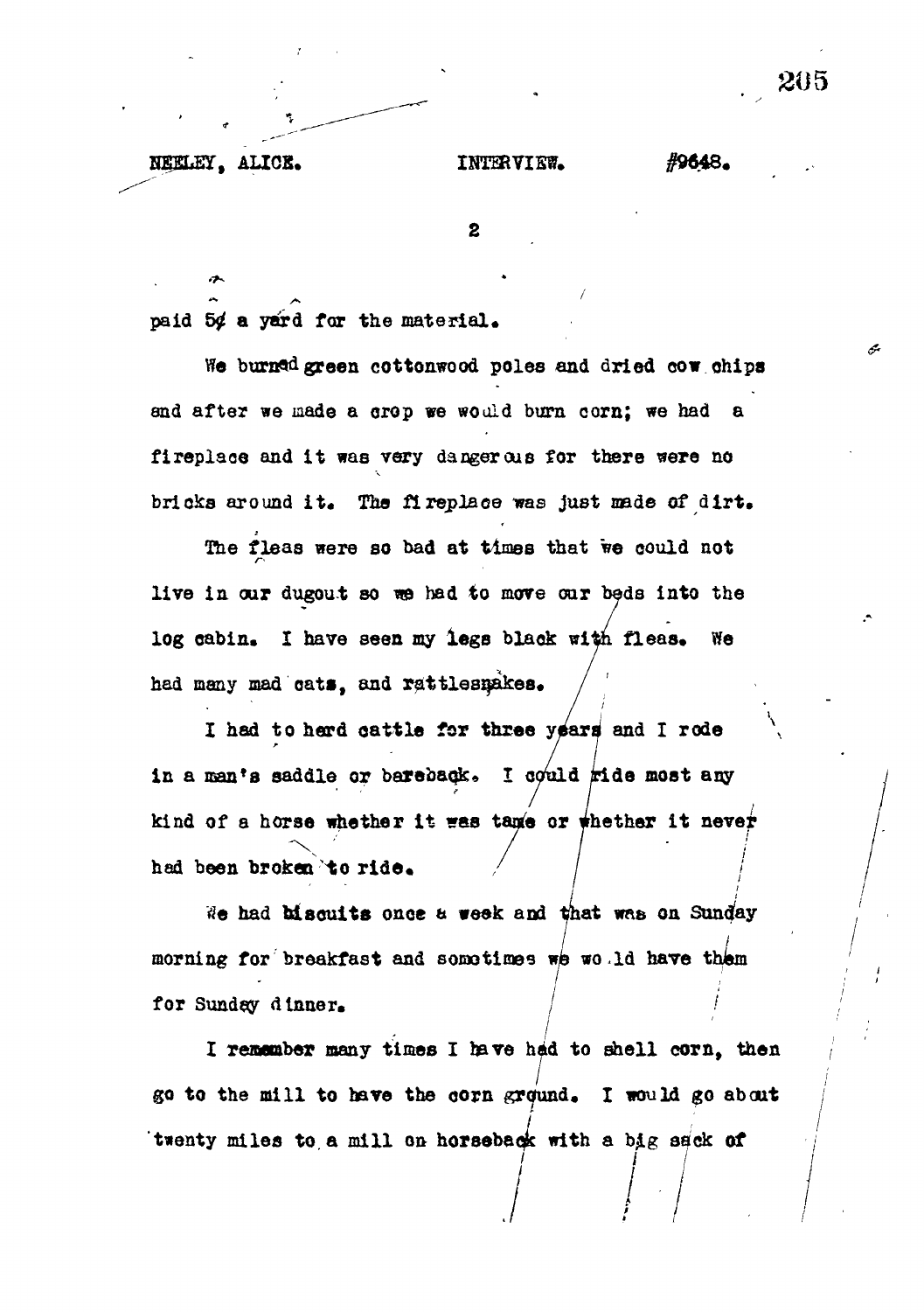paid 5¢ a yard for the material.

We burned green cottonwood poles and dried cow chips and after we made a crop we would burn corn; we had a fireplace and it was very dangerous for there were no bricks around it. The fireplace was just made of dirt.

The fleas were so bad at times that we could not live in our dugout so we had to move our beds into the log cabin. I have seen my legs black with fleas. We had many mad cats, and rattlesnakes.

I had to herd cattle for three years and I rode in a man's saddle or bareback. I could ride most any kind of a horse whether it was tame or whether it never had been broken to ride.

We had biscuits once a week and that was on Sunday morning for breakfast and sometimes we would have them for Sunday dinner.

I remember many times I have had to shell corn, then go to the mill to have the corn ground. I would go about twenty miles to a mill on horseback with a big sack of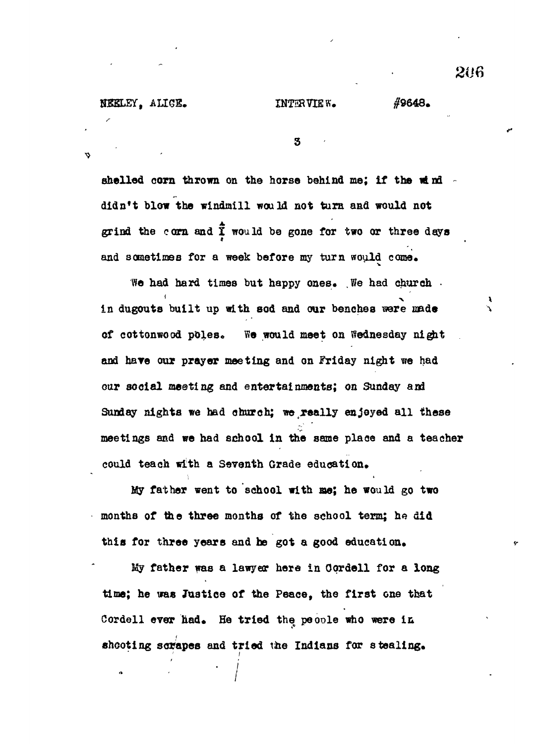shelled corn thrown on the horse behind me; if the wind didn't blow the windmill would not turn and would not grind the corn and I would be gone for two or three days and sometimes for a week before my turn would come.

We had hard times but happy ones. We had church in dugouts built up with sod and our benches were made of cottonwood poles. We would meet on Wednesday night and have our prayer meeting and on Friday night we had our social meeting and entertainments; on Sunday and Sunday nights we had church; we really enjoyed all these meetings and we had school in the same place and a teacher could teach with a Seventh Grade education.

My father went to school with me; he would go two months of the three months of the school term; he did this for three years and he got a good education.

My father was a lawyer here in Cordell for a long time; he was Justice of the Peace, the first one that Cordell ever had. He tried the people who were in shooting scrapes and tried the Indians for stealing.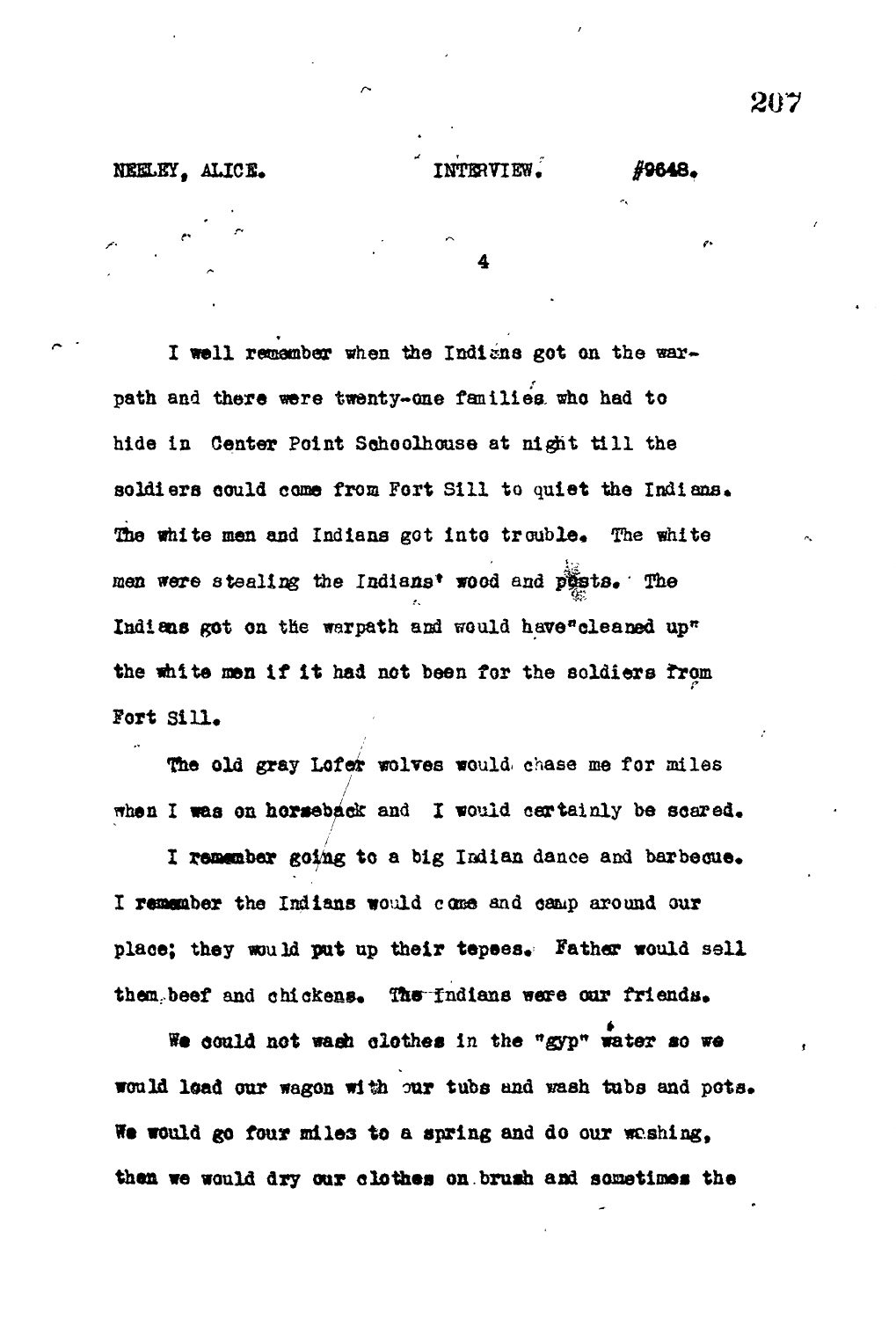I well remember when the Indians got on the warpath and there were twenty-one families who had to hide in Center Point Schoolhouse at night till the soldiers could come from Fort Sill to quiet the Indians. The white men and Indians got into trouble. The white men were stealing the Indians' wood and posts. The Indians got on the warpath and would have"cleaned up" the white men if it had not been for the soldiers from Fort Sill.

The old gray Lofer wolves would chase me for miles when I was on horseback and I would certainly be scared.

I remember going to a big Indian dance and barbecue. I remember the Indians would come and camp around our place; they would put up their tepees. Father would sell them beef and chickens. The Indians were our friends.

We could not wash clothes in the "gyp" water so we would load our wagon with our tubs and wash tubs and pots. We would go four miles to a spring and do our washing, then we would dry our clothes on brush and sometimes the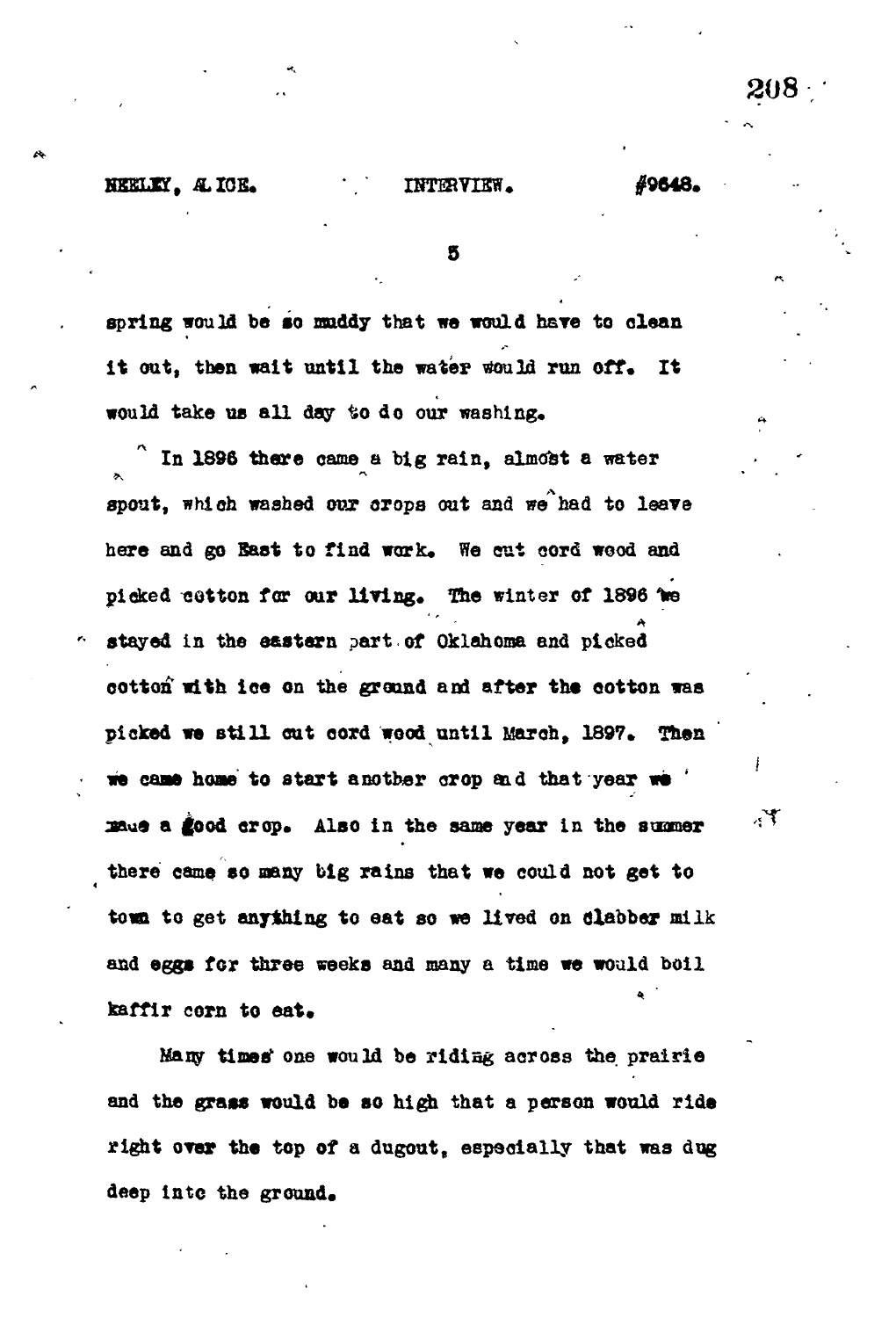spring would be so muddy that we would have to clean it out, then wait until the water would run off. It would take us all day to do our washing.

In 1896 there came a big rain, almost a water spout, which washed our crops out and we had to leave here and go East to find work. We cut cord wood and picked cotton for our living. The winter of 1896 we stayed in the eastern part of Oklahoma and picked cotton with ice on the ground and after the cotton was picked we still cut cord wood until March, 1897. Then we came home to start another crop and that year we made a good crop. Also in the same year in the summer there came so many big rains that we could not get to town to get anything to eat so we lived on clabber milk and eggs for three weeks and many a time we would boil kaffir corn to eat.

Many times one would be riding across the prairie and the grass would be so high that a person would ride right over the top of a dugout, especially that was dug deep into the ground.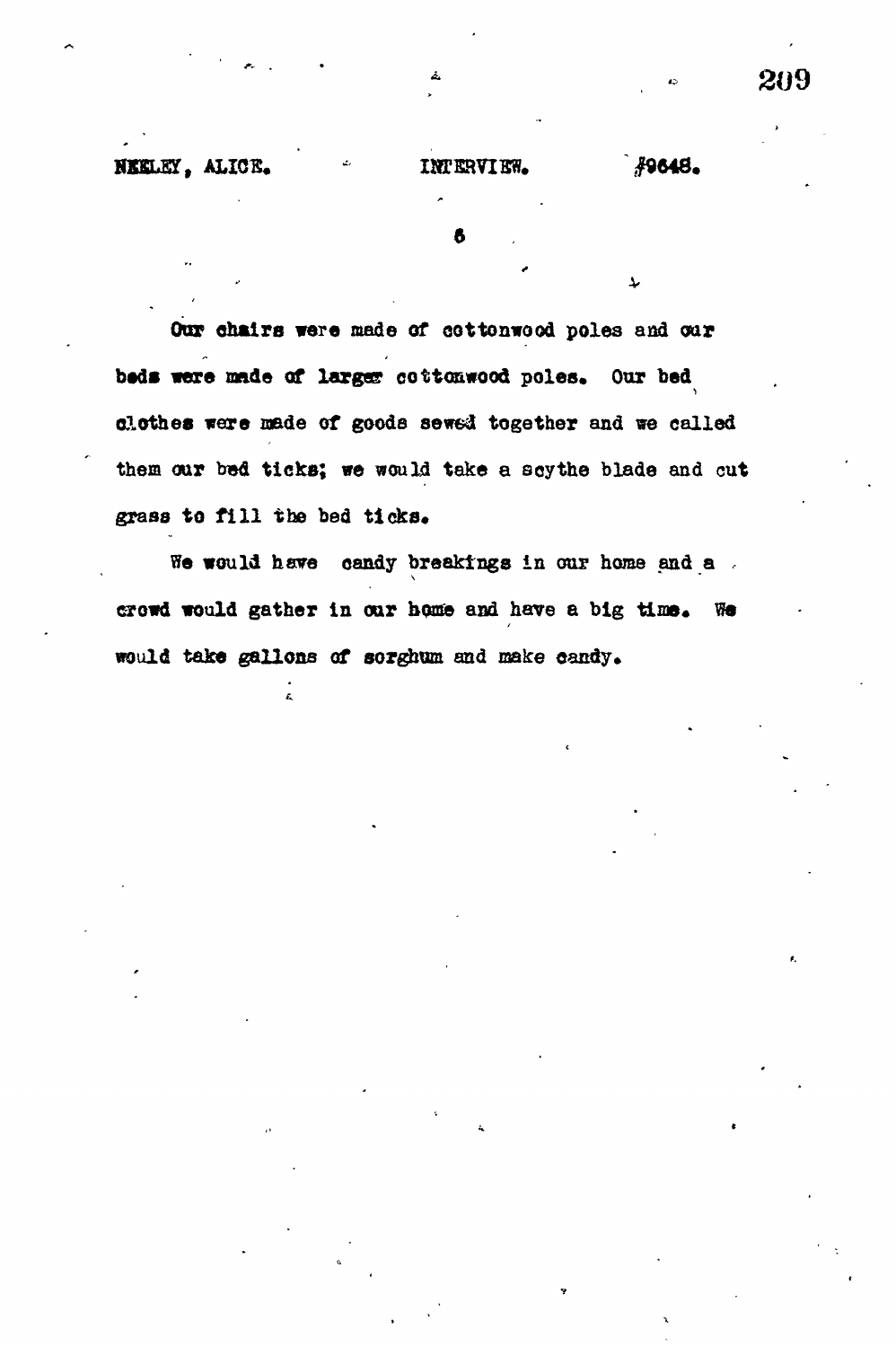Our chairs were made of cottonwood poles and our beds were made of larger cottonwood poles. Our bed clothes were made of goods sewed together and we called them our bed ticks; we would take a scythe blade and cut grass to fill the bed ticks.

We would have candy breakings in our home and a crowd would gather in our home and have a big time. We would take gallons of sorghum and make candy.